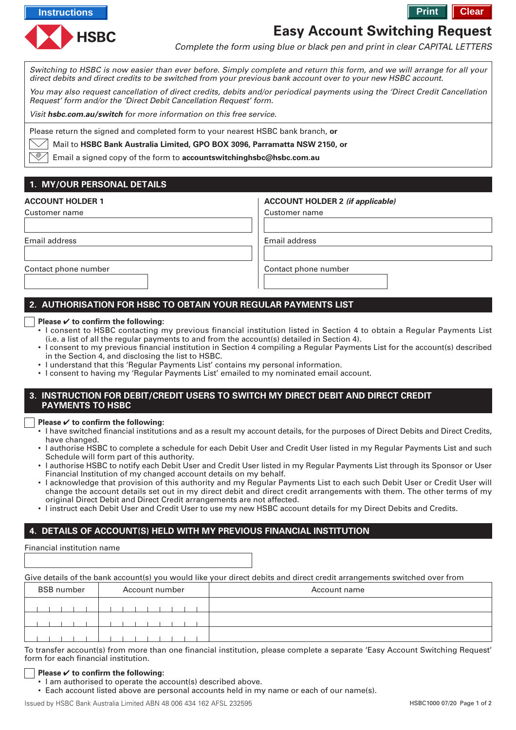Instructions

Print Clear

# Easy Account Switching Request

*Complete the form using blue or black pen and print in clear CAPITAL LETTERS*

*Switching to HSBC is now easier than ever before. Simply complete and return this form, and we will arrange for all your direct debits and direct credits to be switched from your previous bank account over to your new HSBC account.*

*You may also request cancellation of direct credits, debits and/or periodical payments using the 'Direct Credit Cancellation Request' form and/or the 'Direct Debit Cancellation Request' form.*

*Visit **hsbc.com.au/switch** for more information on this free service.*

Please return the signed and completed form to your nearest HSBC bank branch, **or**

Mail to **HSBC Bank Australia Limited, GPO BOX 3096, Parramatta NSW 2150, or**

Email a signed copy of the form to **accountswitchinghsbc@hsbc.com.au**

## 1. MY/OUR PERSONAL DETAILS

**ACCOUNT HOLDER 1**

Customer name

Email address

Contact phone number

**ACCOUNT HOLDER 2 *(if applicable)***

Customer name

Email address

Contact phone number

## 2. AUTHORISATION FOR HSBC TO OBTAIN YOUR REGULAR PAYMENTS LIST

☐ **Please ✔ to confirm the following:**

- I consent to HSBC contacting my previous financial institution listed in Section 4 to obtain a Regular Payments List (i.e. a list of all the regular payments to and from the account(s) detailed in Section 4).
- I consent to my previous financial institution in Section 4 compiling a Regular Payments List for the account(s) described in the Section 4, and disclosing the list to HSBC.
- I understand that this 'Regular Payments List' contains my personal information.
- I consent to having my 'Regular Payments List' emailed to my nominated email account.

## 3. INSTRUCTION FOR DEBIT/CREDIT USERS TO SWITCH MY DIRECT DEBIT AND DIRECT CREDIT PAYMENTS TO HSBC

☐ **Please ✔ to confirm the following:**

- I have switched financial institutions and as a result my account details, for the purposes of Direct Debits and Direct Credits, have changed.
- I authorise HSBC to complete a schedule for each Debit User and Credit User listed in my Regular Payments List and such Schedule will form part of this authority.
- I authorise HSBC to notify each Debit User and Credit User listed in my Regular Payments List through its Sponsor or User Financial Institution of my changed account details on my behalf.
- I acknowledge that provision of this authority and my Regular Payments List to each such Debit User or Credit User will change the account details set out in my direct debit and direct credit arrangements with them. The other terms of my original Direct Debit and Direct Credit arrangements are not affected.
- I instruct each Debit User and Credit User to use my new HSBC account details for my Direct Debits and Credits.

## 4. DETAILS OF ACCOUNT(S) HELD WITH MY PREVIOUS FINANCIAL INSTITUTION

Financial institution name

Give details of the bank account(s) you would like your direct debits and direct credit arrangements switched over from

| BSB number | Account number | Account name |
|---|---|---|
| | | |
| | | |
| | | |

To transfer account(s) from more than one financial institution, please complete a separate 'Easy Account Switching Request' form for each financial institution.

☐ **Please ✔ to confirm the following:**

- I am authorised to operate the account(s) described above.
- Each account listed above are personal accounts held in my name or each of our name(s).

Issued by HSBC Bank Australia Limited ABN 48 006 434 162 AFSL 232595

HSBC1000 07/20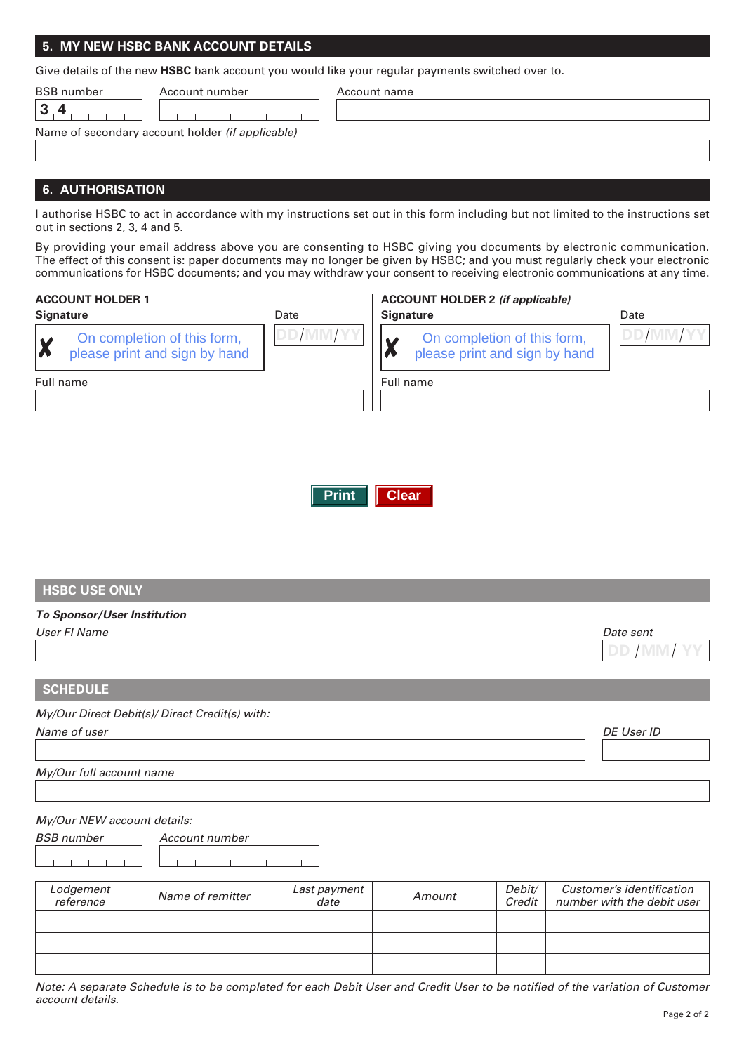## 5. MY NEW HSBC BANK ACCOUNT DETAILS

Give details of the new **HSBC** bank account you would like your regular payments switched over to.

BSB number: 3 4

Account number:

Account name:

Name of secondary account holder *(if applicable)*

## 6. AUTHORISATION

I authorise HSBC to act in accordance with my instructions set out in this form including but not limited to the instructions set out in sections 2, 3, 4 and 5.

By providing your email address above you are consenting to HSBC giving you documents by electronic communication. The effect of this consent is: paper documents may no longer be given by HSBC; and you must regularly check your electronic communications for HSBC documents; and you may withdraw your consent to receiving electronic communications at any time.

**ACCOUNT HOLDER 1**

**Signature**

✗ On completion of this form, please print and sign by hand

Date DD/MM/YY

Full name

**ACCOUNT HOLDER 2** ***(if applicable)***

**Signature**

✗ On completion of this form, please print and sign by hand

Date DD/MM/YY

Full name

Print Clear

## HSBC USE ONLY

***To Sponsor/User Institution***

*User FI Name*

*Date sent* DD / MM / YY

## SCHEDULE

*My/Our Direct Debit(s)/ Direct Credit(s) with:*

*Name of user*

*DE User ID*

*My/Our full account name*

*My/Our NEW account details:*

*BSB number*

*Account number*

| *Lodgement reference* | *Name of remitter* | *Last payment date* | *Amount* | *Debit/ Credit* | *Customer's identification number with the debit user* |
|---|---|---|---|---|---|
| | | | | | |
| | | | | | |
| | | | | | |

*Note: A separate Schedule is to be completed for each Debit User and Credit User to be notified of the variation of Customer account details.*